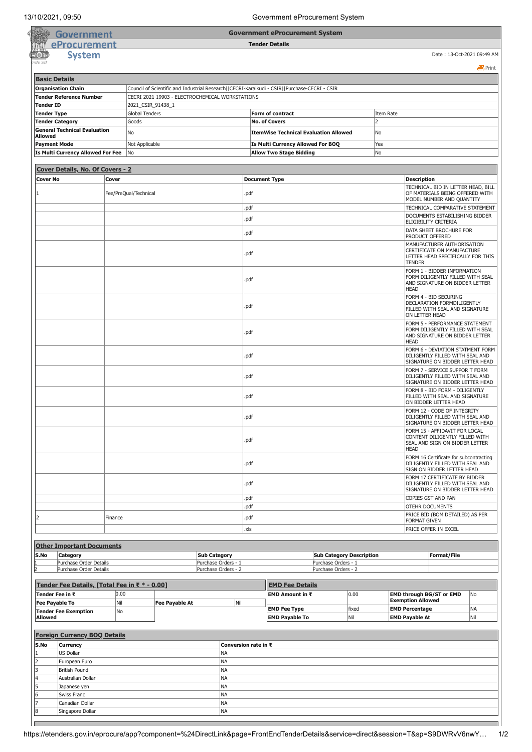# Government eProcurement System

## Tender Details

Date : 13-Oct-2021 09:49 AM

### Basic Details

| | | | |
|---|---|---|---|
| **Organisation Chain** | Council of Scientific and Industrial Research\|\|CECRI-Karaikudi - CSIR\|\|Purchase-CECRI - CSIR | | |
| **Tender Reference Number** | CECRI 2021 19903 - ELECTROCHEMICAL WORKSTATIONS | | |
| **Tender ID** | 2021_CSIR_91438_1 | | |
| **Tender Type** | Global Tenders | **Form of contract** | Item Rate |
| **Tender Category** | Goods | **No. of Covers** | 2 |
| **General Technical Evaluation Allowed** | No | **ItemWise Technical Evaluation Allowed** | No |
| **Payment Mode** | Not Applicable | **Is Multi Currency Allowed For BOQ** | Yes |
| **Is Multi Currency Allowed For Fee** | No | **Allow Two Stage Bidding** | No |

### Cover Details, No. Of Covers - 2

| Cover No | Cover | Document Type | Description |
|---|---|---|---|
| 1 | Fee/PreQual/Technical | .pdf | TECHNICAL BID IN LETTER HEAD, BILL OF MATERIALS BEING OFFERED WITH MODEL NUMBER AND QUANTITY |
| | | .pdf | TECHNICAL COMPARATIVE STATEMENT |
| | | .pdf | DOCUMENTS ESTABILISHING BIDDER ELIGIBILITY CRITERIA |
| | | .pdf | DATA SHEET BROCHURE FOR PRODUCT OFFERED |
| | | .pdf | MANUFACTURER AUTHORISATION CERTIFICATE ON MANUFACTURE LETTER HEAD SPECIFICALLY FOR THIS TENDER |
| | | .pdf | FORM 1 - BIDDER INFORMATION FORM DILIGENTLY FILLED WITH SEAL AND SIGNATURE ON BIDDER LETTER HEAD |
| | | .pdf | FORM 4 - BID SECURING DECLARATION FORMDILIGENTLY FILLED WITH SEAL AND SIGNATURE ON LETTER HEAD |
| | | .pdf | FORM 5 - PERFORMANCE STATEMENT FORM DILIGENTLY FILLED WITH SEAL AND SIGNATURE ON BIDDER LETTER HEAD |
| | | .pdf | FORM 6 - DEVIATION STATMENT FORM DILIGENTLY FILLED WITH SEAL AND SIGNATURE ON BIDDER LETTER HEAD |
| | | .pdf | FORM 7 - SERVICE SUPPOR T FORM DILIGENTLY FILLED WITH SEAL AND SIGNATURE ON BIDDER LETTER HEAD |
| | | .pdf | FORM 8 - BID FORM - DILIGENTLY FILLED WITH SEAL AND SIGNATURE ON BIDDER LETTER HEAD |
| | | .pdf | FORM 12 - CODE OF INTEGRITY DILIGENTLY FILLED WITH SEAL AND SIGNATURE ON BIDDER LETTER HEAD |
| | | .pdf | FORM 15 - AFFIDAVIT FOR LOCAL CONTENT DILIGENTLY FILLED WITH SEAL AND SIGN ON BIDDER LETTER HEAD |
| | | .pdf | FORM 16 Certificate for subcontracting DILIGENTLY FILLED WITH SEAL AND SIGN ON BIDDER LETTER HEAD |
| | | .pdf | FORM 17 CERTIFICATE BY BIDDER DILIGENTLY FILLED WITH SEAL AND SIGNATURE ON BIDDER LETTER HEAD |
| | | .pdf | COPIES GST AND PAN |
| | | .pdf | OTEHR DOCUMENTS |
| 2 | Finance | .pdf | PRICE BID (BOM DETAILED) AS PER FORMAT GIVEN |
| | | .xls | PRICE OFFER IN EXCEL |

### Other Important Documents

| S.No | Category | Sub Category | Sub Category Description | Format/File |
|---|---|---|---|---|
| 1 | Purchase Order Details | Purchase Orders - 1 | Purchase Orders - 1 | |
| 2 | Purchase Order Details | Purchase Orders - 2 | Purchase Orders - 2 | |

### Tender Fee Details, [Total Fee in ₹ * - 0.00]

| | | | |
|---|---|---|---|
| **Tender Fee in ₹** | 0.00 | | |
| **Fee Payable To** | Nil | **Fee Payable At** | Nil |
| **Tender Fee Exemption Allowed** | No | | |

### EMD Fee Details

| | | | |
|---|---|---|---|
| **EMD Amount in ₹** | 0.00 | **EMD through BG/ST or EMD Exemption Allowed** | No |
| **EMD Fee Type** | fixed | **EMD Percentage** | NA |
| **EMD Payable To** | Nil | **EMD Payable At** | Nil |

### Foreign Currency BOQ Details

| S.No | Currency | Conversion rate in ₹ |
|---|---|---|
| 1 | US Dollar | NA |
| 2 | European Euro | NA |
| 3 | British Pound | NA |
| 4 | Australian Dollar | NA |
| 5 | Japanese yen | NA |
| 6 | Swiss Franc | NA |
| 7 | Canadian Dollar | NA |
| 8 | Singapore Dollar | NA |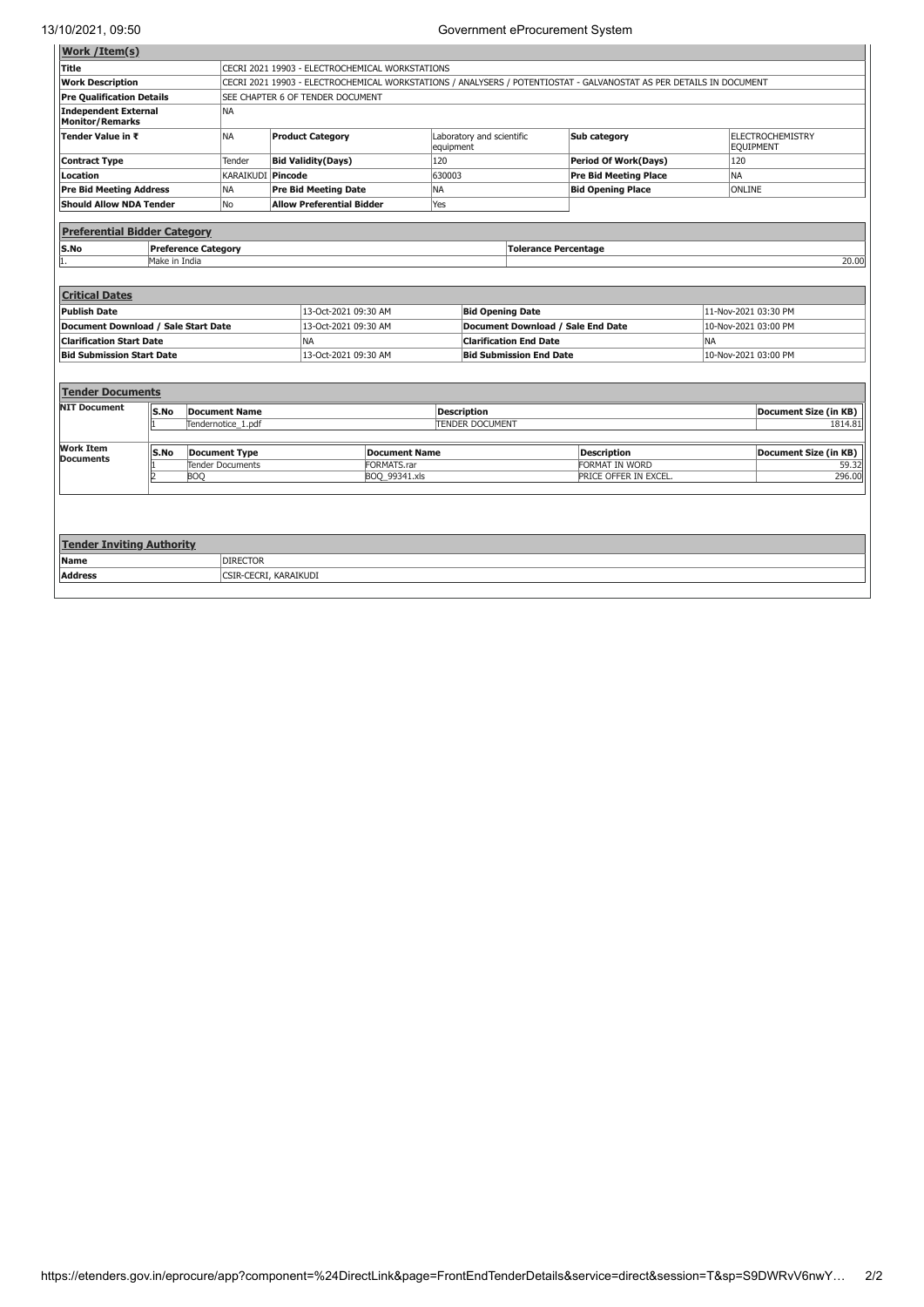## Work /Item(s)

| | | | | | | | |
|---|---|---|---|---|---|---|---|
| **Title** | CECRI 2021 19903 - ELECTROCHEMICAL WORKSTATIONS | | | | | | |
| **Work Description** | CECRI 2021 19903 - ELECTROCHEMICAL WORKSTATIONS / ANALYSERS / POTENTIOSTAT - GALVANOSTAT AS PER DETAILS IN DOCUMENT | | | | | | |
| **Pre Qualification Details** | SEE CHAPTER 6 OF TENDER DOCUMENT | | | | | | |
| **Independent External Monitor/Remarks** | NA | | | | | | |
| **Tender Value in ₹** | NA | **Product Category** | Laboratory and scientific equipment | | **Sub category** | ELECTROCHEMISTRY EQUIPMENT | |
| **Contract Type** | Tender | **Bid Validity(Days)** | 120 | | **Period Of Work(Days)** | 120 | |
| **Location** | KARAIKUDI | **Pincode** | 630003 | | **Pre Bid Meeting Place** | NA | |
| **Pre Bid Meeting Address** | NA | **Pre Bid Meeting Date** | NA | | **Bid Opening Place** | ONLINE | |
| **Should Allow NDA Tender** | No | **Allow Preferential Bidder** | Yes | | | | |

## Preferential Bidder Category

| S.No | Preference Category | Tolerance Percentage |
|---|---|---|
| 1. | Make in India | 20.00 |

## Critical Dates

| | | | |
|---|---|---|---|
| **Publish Date** | 13-Oct-2021 09:30 AM | **Bid Opening Date** | 11-Nov-2021 03:30 PM |
| **Document Download / Sale Start Date** | 13-Oct-2021 09:30 AM | **Document Download / Sale End Date** | 10-Nov-2021 03:00 PM |
| **Clarification Start Date** | NA | **Clarification End Date** | NA |
| **Bid Submission Start Date** | 13-Oct-2021 09:30 AM | **Bid Submission End Date** | 10-Nov-2021 03:00 PM |

## Tender Documents

**NIT Document**

| S.No | Document Name | Description | Document Size (in KB) |
|---|---|---|---|
| 1 | Tendernotice_1.pdf | TENDER DOCUMENT | 1814.81 |

**Work Item Documents**

| S.No | Document Type | Document Name | Description | Document Size (in KB) |
|---|---|---|---|---|
| 1 | Tender Documents | FORMATS.rar | FORMAT IN WORD | 59.32 |
| 2 | BOQ | BOQ_99341.xls | PRICE OFFER IN EXCEL. | 296.00 |

## Tender Inviting Authority

| | |
|---|---|
| **Name** | DIRECTOR |
| **Address** | CSIR-CECRI, KARAIKUDI |